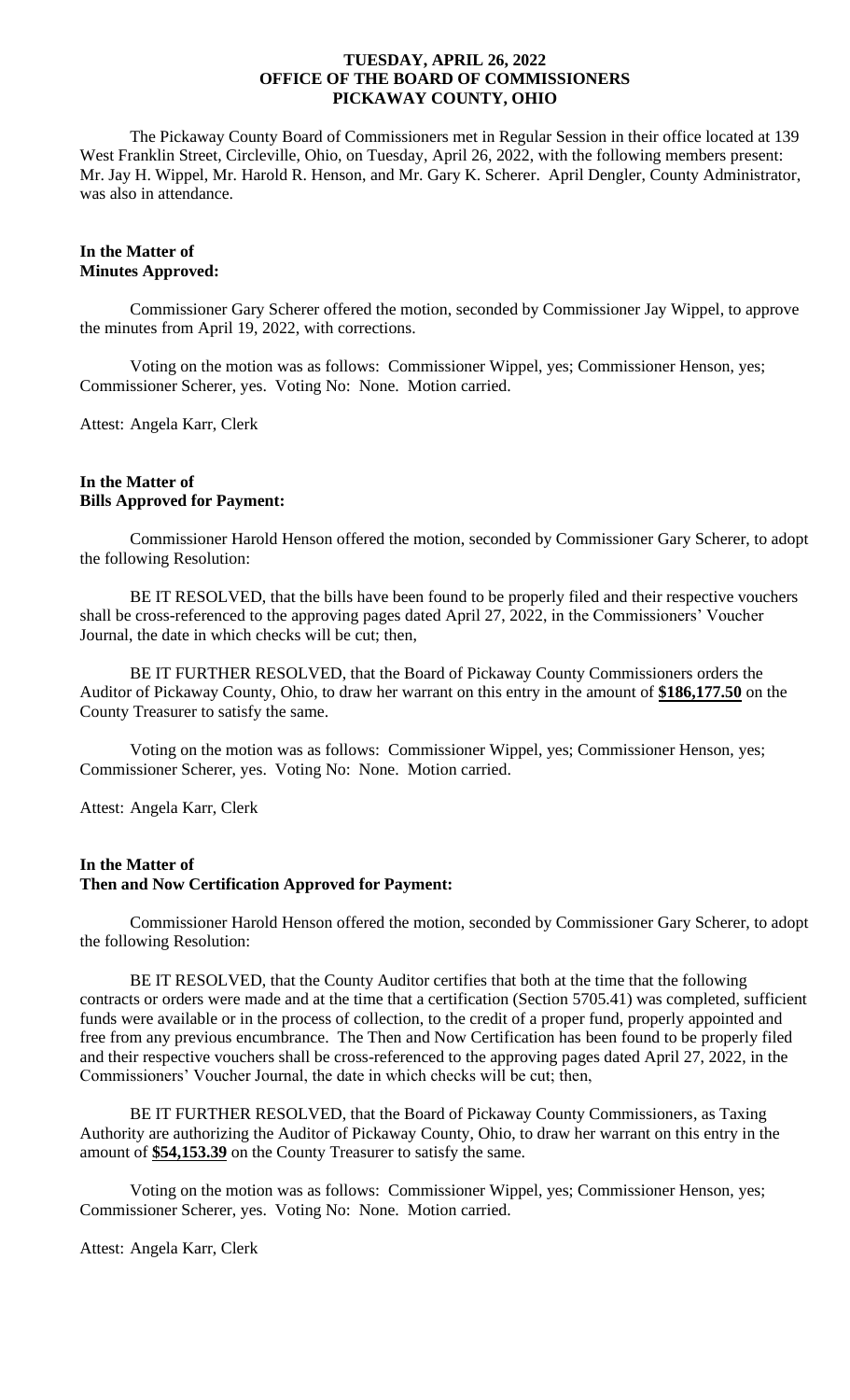**TUESDAY, APRIL 26, 2022**
**OFFICE OF THE BOARD OF COMMISSIONERS**
**PICKAWAY COUNTY, OHIO**

The Pickaway County Board of Commissioners met in Regular Session in their office located at 139 West Franklin Street, Circleville, Ohio, on Tuesday, April 26, 2022, with the following members present: Mr. Jay H. Wippel, Mr. Harold R. Henson, and Mr. Gary K. Scherer. April Dengler, County Administrator, was also in attendance.

**In the Matter of**
**Minutes Approved:**

Commissioner Gary Scherer offered the motion, seconded by Commissioner Jay Wippel, to approve the minutes from April 19, 2022, with corrections.

Voting on the motion was as follows: Commissioner Wippel, yes; Commissioner Henson, yes; Commissioner Scherer, yes. Voting No: None. Motion carried.

Attest: Angela Karr, Clerk

**In the Matter of**
**Bills Approved for Payment:**

Commissioner Harold Henson offered the motion, seconded by Commissioner Gary Scherer, to adopt the following Resolution:

BE IT RESOLVED, that the bills have been found to be properly filed and their respective vouchers shall be cross-referenced to the approving pages dated April 27, 2022, in the Commissioners' Voucher Journal, the date in which checks will be cut; then,

BE IT FURTHER RESOLVED, that the Board of Pickaway County Commissioners orders the Auditor of Pickaway County, Ohio, to draw her warrant on this entry in the amount of **$186,177.50** on the County Treasurer to satisfy the same.

Voting on the motion was as follows: Commissioner Wippel, yes; Commissioner Henson, yes; Commissioner Scherer, yes. Voting No: None. Motion carried.

Attest: Angela Karr, Clerk

**In the Matter of**
**Then and Now Certification Approved for Payment:**

Commissioner Harold Henson offered the motion, seconded by Commissioner Gary Scherer, to adopt the following Resolution:

BE IT RESOLVED, that the County Auditor certifies that both at the time that the following contracts or orders were made and at the time that a certification (Section 5705.41) was completed, sufficient funds were available or in the process of collection, to the credit of a proper fund, properly appointed and free from any previous encumbrance. The Then and Now Certification has been found to be properly filed and their respective vouchers shall be cross-referenced to the approving pages dated April 27, 2022, in the Commissioners' Voucher Journal, the date in which checks will be cut; then,

BE IT FURTHER RESOLVED, that the Board of Pickaway County Commissioners, as Taxing Authority are authorizing the Auditor of Pickaway County, Ohio, to draw her warrant on this entry in the amount of **$54,153.39** on the County Treasurer to satisfy the same.

Voting on the motion was as follows: Commissioner Wippel, yes; Commissioner Henson, yes; Commissioner Scherer, yes. Voting No: None. Motion carried.

Attest: Angela Karr, Clerk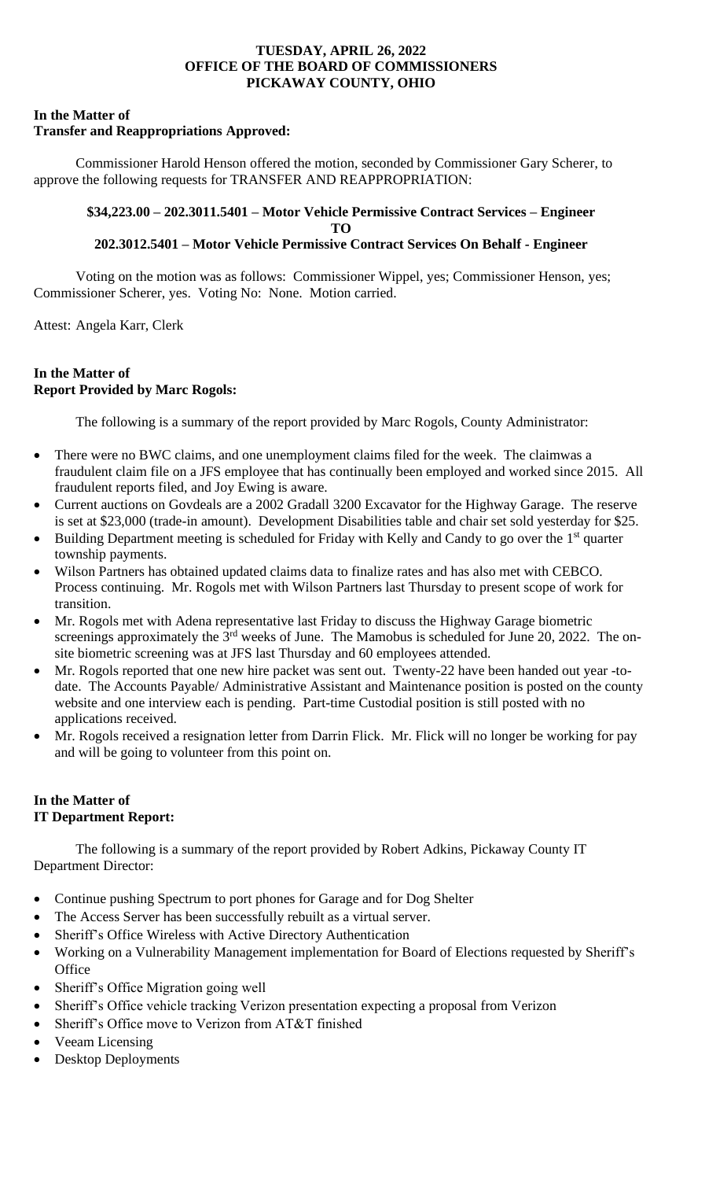**TUESDAY, APRIL 26, 2022**
**OFFICE OF THE BOARD OF COMMISSIONERS**
**PICKAWAY COUNTY, OHIO**

**In the Matter of**
**Transfer and Reappropriations Approved:**

Commissioner Harold Henson offered the motion, seconded by Commissioner Gary Scherer, to approve the following requests for TRANSFER AND REAPPROPRIATION:

**$34,223.00 – 202.3011.5401 – Motor Vehicle Permissive Contract Services – Engineer**
**TO**
**202.3012.5401 – Motor Vehicle Permissive Contract Services On Behalf - Engineer**

Voting on the motion was as follows: Commissioner Wippel, yes; Commissioner Henson, yes; Commissioner Scherer, yes. Voting No: None. Motion carried.

Attest: Angela Karr, Clerk

**In the Matter of**
**Report Provided by Marc Rogols:**

The following is a summary of the report provided by Marc Rogols, County Administrator:

- There were no BWC claims, and one unemployment claims filed for the week. The claimwas a fraudulent claim file on a JFS employee that has continually been employed and worked since 2015. All fraudulent reports filed, and Joy Ewing is aware.
- Current auctions on Govdeals are a 2002 Gradall 3200 Excavator for the Highway Garage. The reserve is set at $23,000 (trade-in amount). Development Disabilities table and chair set sold yesterday for $25.
- Building Department meeting is scheduled for Friday with Kelly and Candy to go over the 1st quarter township payments.
- Wilson Partners has obtained updated claims data to finalize rates and has also met with CEBCO. Process continuing. Mr. Rogols met with Wilson Partners last Thursday to present scope of work for transition.
- Mr. Rogols met with Adena representative last Friday to discuss the Highway Garage biometric screenings approximately the 3rd weeks of June. The Mamobus is scheduled for June 20, 2022. The on-site biometric screening was at JFS last Thursday and 60 employees attended.
- Mr. Rogols reported that one new hire packet was sent out. Twenty-22 have been handed out year -to-date. The Accounts Payable/ Administrative Assistant and Maintenance position is posted on the county website and one interview each is pending. Part-time Custodial position is still posted with no applications received.
- Mr. Rogols received a resignation letter from Darrin Flick. Mr. Flick will no longer be working for pay and will be going to volunteer from this point on.

**In the Matter of**
**IT Department Report:**

The following is a summary of the report provided by Robert Adkins, Pickaway County IT Department Director:

- Continue pushing Spectrum to port phones for Garage and for Dog Shelter
- The Access Server has been successfully rebuilt as a virtual server.
- Sheriff's Office Wireless with Active Directory Authentication
- Working on a Vulnerability Management implementation for Board of Elections requested by Sheriff's Office
- Sheriff's Office Migration going well
- Sheriff's Office vehicle tracking Verizon presentation expecting a proposal from Verizon
- Sheriff's Office move to Verizon from AT&T finished
- Veeam Licensing
- Desktop Deployments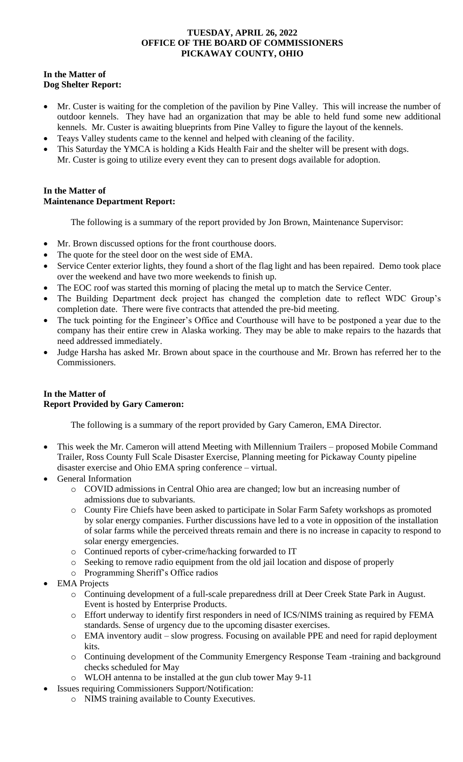**TUESDAY, APRIL 26, 2022**
**OFFICE OF THE BOARD OF COMMISSIONERS**
**PICKAWAY COUNTY, OHIO**

**In the Matter of**
**Dog Shelter Report:**

- Mr. Custer is waiting for the completion of the pavilion by Pine Valley. This will increase the number of outdoor kennels. They have had an organization that may be able to held fund some new additional kennels. Mr. Custer is awaiting blueprints from Pine Valley to figure the layout of the kennels.
- Teays Valley students came to the kennel and helped with cleaning of the facility.
- This Saturday the YMCA is holding a Kids Health Fair and the shelter will be present with dogs. Mr. Custer is going to utilize every event they can to present dogs available for adoption.

**In the Matter of**
**Maintenance Department Report:**

The following is a summary of the report provided by Jon Brown, Maintenance Supervisor:

- Mr. Brown discussed options for the front courthouse doors.
- The quote for the steel door on the west side of EMA.
- Service Center exterior lights, they found a short of the flag light and has been repaired. Demo took place over the weekend and have two more weekends to finish up.
- The EOC roof was started this morning of placing the metal up to match the Service Center.
- The Building Department deck project has changed the completion date to reflect WDC Group's completion date. There were five contracts that attended the pre-bid meeting.
- The tuck pointing for the Engineer's Office and Courthouse will have to be postponed a year due to the company has their entire crew in Alaska working. They may be able to make repairs to the hazards that need addressed immediately.
- Judge Harsha has asked Mr. Brown about space in the courthouse and Mr. Brown has referred her to the Commissioners.

**In the Matter of**
**Report Provided by Gary Cameron:**

The following is a summary of the report provided by Gary Cameron, EMA Director.

- This week the Mr. Cameron will attend Meeting with Millennium Trailers – proposed Mobile Command Trailer, Ross County Full Scale Disaster Exercise, Planning meeting for Pickaway County pipeline disaster exercise and Ohio EMA spring conference – virtual.
- General Information
  - COVID admissions in Central Ohio area are changed; low but an increasing number of admissions due to subvariants.
  - County Fire Chiefs have been asked to participate in Solar Farm Safety workshops as promoted by solar energy companies. Further discussions have led to a vote in opposition of the installation of solar farms while the perceived threats remain and there is no increase in capacity to respond to solar energy emergencies.
  - Continued reports of cyber-crime/hacking forwarded to IT
  - Seeking to remove radio equipment from the old jail location and dispose of properly
  - Programming Sheriff's Office radios
- EMA Projects
  - Continuing development of a full-scale preparedness drill at Deer Creek State Park in August. Event is hosted by Enterprise Products.
  - Effort underway to identify first responders in need of ICS/NIMS training as required by FEMA standards. Sense of urgency due to the upcoming disaster exercises.
  - EMA inventory audit – slow progress. Focusing on available PPE and need for rapid deployment kits.
  - Continuing development of the Community Emergency Response Team -training and background checks scheduled for May
  - WLOH antenna to be installed at the gun club tower May 9-11
- Issues requiring Commissioners Support/Notification:
  - NIMS training available to County Executives.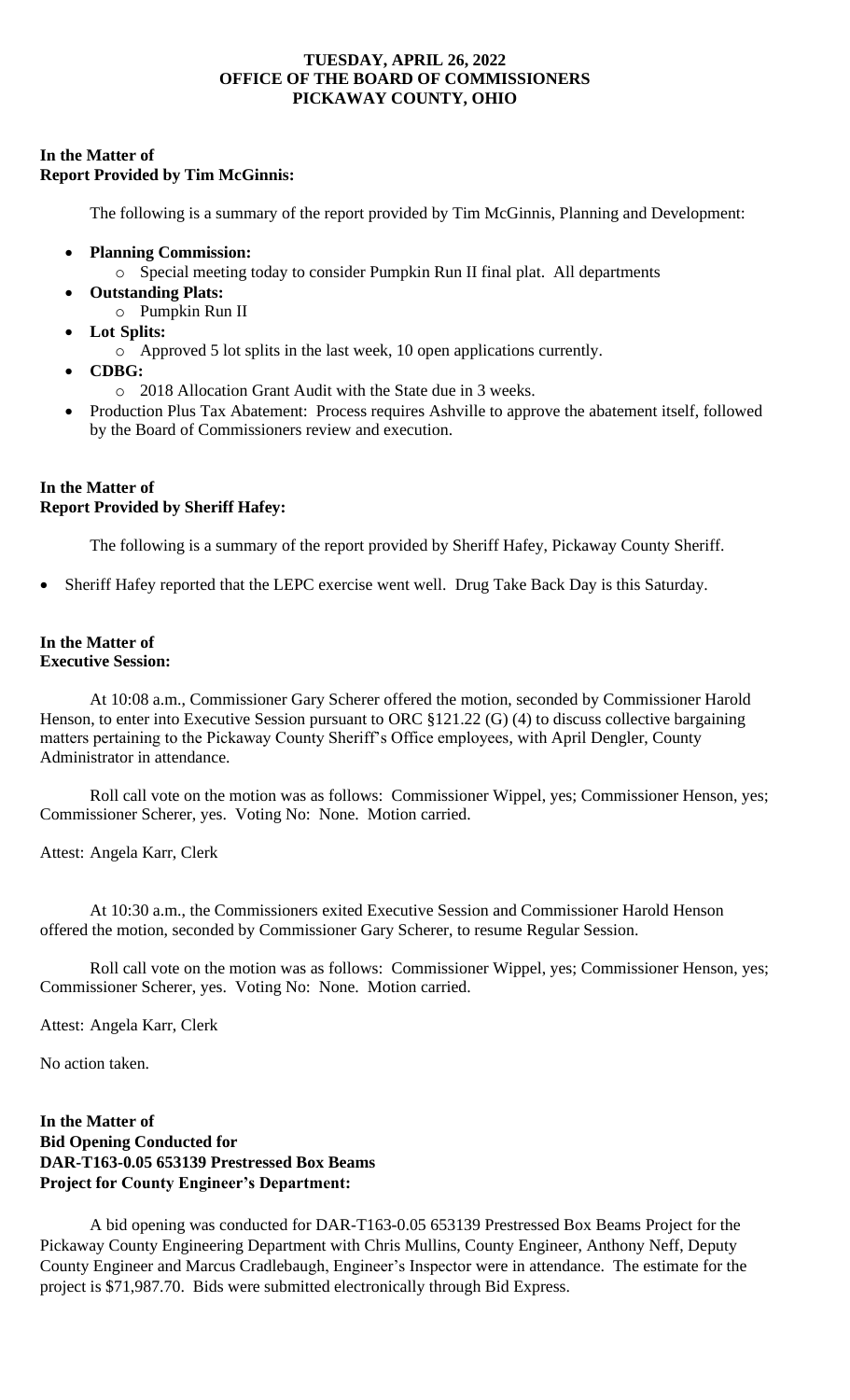**TUESDAY, APRIL 26, 2022**
**OFFICE OF THE BOARD OF COMMISSIONERS**
**PICKAWAY COUNTY, OHIO**

**In the Matter of**
**Report Provided by Tim McGinnis:**

The following is a summary of the report provided by Tim McGinnis, Planning and Development:

- **Planning Commission:**
  - Special meeting today to consider Pumpkin Run II final plat. All departments
- **Outstanding Plats:**
  - Pumpkin Run II
- **Lot Splits:**
  - Approved 5 lot splits in the last week, 10 open applications currently.
- **CDBG:**
  - 2018 Allocation Grant Audit with the State due in 3 weeks.
- Production Plus Tax Abatement: Process requires Ashville to approve the abatement itself, followed by the Board of Commissioners review and execution.

**In the Matter of**
**Report Provided by Sheriff Hafey:**

The following is a summary of the report provided by Sheriff Hafey, Pickaway County Sheriff.

- Sheriff Hafey reported that the LEPC exercise went well. Drug Take Back Day is this Saturday.

**In the Matter of**
**Executive Session:**

At 10:08 a.m., Commissioner Gary Scherer offered the motion, seconded by Commissioner Harold Henson, to enter into Executive Session pursuant to ORC §121.22 (G) (4) to discuss collective bargaining matters pertaining to the Pickaway County Sheriff's Office employees, with April Dengler, County Administrator in attendance.

Roll call vote on the motion was as follows: Commissioner Wippel, yes; Commissioner Henson, yes; Commissioner Scherer, yes. Voting No: None. Motion carried.

Attest: Angela Karr, Clerk

At 10:30 a.m., the Commissioners exited Executive Session and Commissioner Harold Henson offered the motion, seconded by Commissioner Gary Scherer, to resume Regular Session.

Roll call vote on the motion was as follows: Commissioner Wippel, yes; Commissioner Henson, yes; Commissioner Scherer, yes. Voting No: None. Motion carried.

Attest: Angela Karr, Clerk

No action taken.

**In the Matter of**
**Bid Opening Conducted for**
**DAR-T163-0.05 653139 Prestressed Box Beams**
**Project for County Engineer's Department:**

A bid opening was conducted for DAR-T163-0.05 653139 Prestressed Box Beams Project for the Pickaway County Engineering Department with Chris Mullins, County Engineer, Anthony Neff, Deputy County Engineer and Marcus Cradlebaugh, Engineer's Inspector were in attendance. The estimate for the project is $71,987.70. Bids were submitted electronically through Bid Express.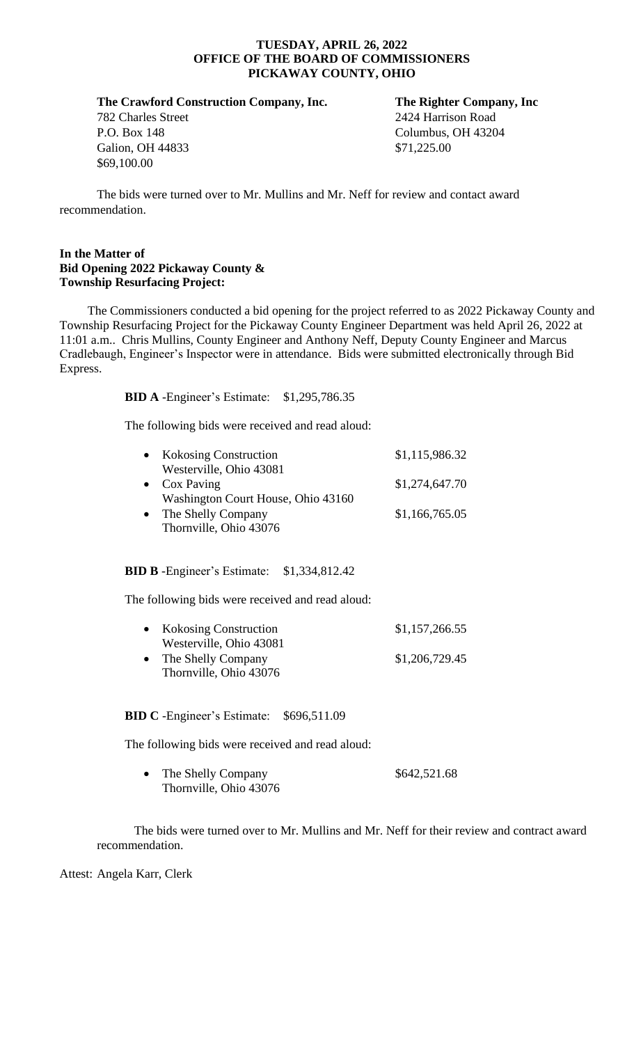**TUESDAY, APRIL 26, 2022**
**OFFICE OF THE BOARD OF COMMISSIONERS**
**PICKAWAY COUNTY, OHIO**

| **The Crawford Construction Company, Inc.** | **The Righter Company, Inc** |
|---|---|
| 782 Charles Street | 2424 Harrison Road |
| P.O. Box 148 | Columbus, OH 43204 |
| Galion, OH 44833 | $71,225.00 |
| $69,100.00 | |

The bids were turned over to Mr. Mullins and Mr. Neff for review and contact award recommendation.

**In the Matter of**
**Bid Opening 2022 Pickaway County &**
**Township Resurfacing Project:**

The Commissioners conducted a bid opening for the project referred to as 2022 Pickaway County and Township Resurfacing Project for the Pickaway County Engineer Department was held April 26, 2022 at 11:01 a.m.. Chris Mullins, County Engineer and Anthony Neff, Deputy County Engineer and Marcus Cradlebaugh, Engineer's Inspector were in attendance. Bids were submitted electronically through Bid Express.

**BID A** -Engineer's Estimate: $1,295,786.35

The following bids were received and read aloud:

- Kokosing Construction — $1,115,986.32
  Westerville, Ohio 43081
- Cox Paving — $1,274,647.70
  Washington Court House, Ohio 43160
- The Shelly Company — $1,166,765.05
  Thornville, Ohio 43076

**BID B** -Engineer's Estimate: $1,334,812.42

The following bids were received and read aloud:

- Kokosing Construction — $1,157,266.55
  Westerville, Ohio 43081
- The Shelly Company — $1,206,729.45
  Thornville, Ohio 43076

**BID C** -Engineer's Estimate: $696,511.09

The following bids were received and read aloud:

- The Shelly Company — $642,521.68
  Thornville, Ohio 43076

The bids were turned over to Mr. Mullins and Mr. Neff for their review and contract award recommendation.

Attest: Angela Karr, Clerk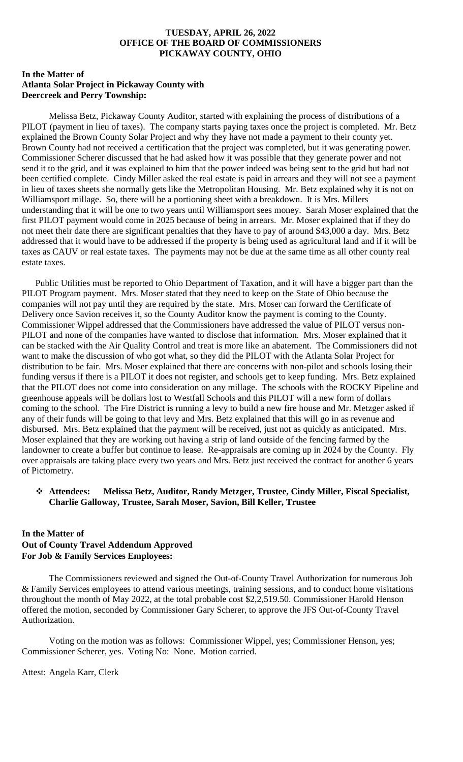**TUESDAY, APRIL 26, 2022**
**OFFICE OF THE BOARD OF COMMISSIONERS**
**PICKAWAY COUNTY, OHIO**

**In the Matter of**
**Atlanta Solar Project in Pickaway County with**
**Deercreek and Perry Township:**

Melissa Betz, Pickaway County Auditor, started with explaining the process of distributions of a PILOT (payment in lieu of taxes). The company starts paying taxes once the project is completed. Mr. Betz explained the Brown County Solar Project and why they have not made a payment to their county yet. Brown County had not received a certification that the project was completed, but it was generating power. Commissioner Scherer discussed that he had asked how it was possible that they generate power and not send it to the grid, and it was explained to him that the power indeed was being sent to the grid but had not been certified complete. Cindy Miller asked the real estate is paid in arrears and they will not see a payment in lieu of taxes sheets she normally gets like the Metropolitan Housing. Mr. Betz explained why it is not on Williamsport millage. So, there will be a portioning sheet with a breakdown. It is Mrs. Millers understanding that it will be one to two years until Williamsport sees money. Sarah Moser explained that the first PILOT payment would come in 2025 because of being in arrears. Mr. Moser explained that if they do not meet their date there are significant penalties that they have to pay of around $43,000 a day. Mrs. Betz addressed that it would have to be addressed if the property is being used as agricultural land and if it will be taxes as CAUV or real estate taxes. The payments may not be due at the same time as all other county real estate taxes.

Public Utilities must be reported to Ohio Department of Taxation, and it will have a bigger part than the PILOT Program payment. Mrs. Moser stated that they need to keep on the State of Ohio because the companies will not pay until they are required by the state. Mrs. Moser can forward the Certificate of Delivery once Savion receives it, so the County Auditor know the payment is coming to the County. Commissioner Wippel addressed that the Commissioners have addressed the value of PILOT versus non-PILOT and none of the companies have wanted to disclose that information. Mrs. Moser explained that it can be stacked with the Air Quality Control and treat is more like an abatement. The Commissioners did not want to make the discussion of who got what, so they did the PILOT with the Atlanta Solar Project for distribution to be fair. Mrs. Moser explained that there are concerns with non-pilot and schools losing their funding versus if there is a PILOT it does not register, and schools get to keep funding. Mrs. Betz explained that the PILOT does not come into consideration on any millage. The schools with the ROCKY Pipeline and greenhouse appeals will be dollars lost to Westfall Schools and this PILOT will a new form of dollars coming to the school. The Fire District is running a levy to build a new fire house and Mr. Metzger asked if any of their funds will be going to that levy and Mrs. Betz explained that this will go in as revenue and disbursed. Mrs. Betz explained that the payment will be received, just not as quickly as anticipated. Mrs. Moser explained that they are working out having a strip of land outside of the fencing farmed by the landowner to create a buffer but continue to lease. Re-appraisals are coming up in 2024 by the County. Fly over appraisals are taking place every two years and Mrs. Betz just received the contract for another 6 years of Pictometry.

- **Attendees: Melissa Betz, Auditor, Randy Metzger, Trustee, Cindy Miller, Fiscal Specialist, Charlie Galloway, Trustee, Sarah Moser, Savion, Bill Keller, Trustee**

**In the Matter of**
**Out of County Travel Addendum Approved**
**For Job & Family Services Employees:**

The Commissioners reviewed and signed the Out-of-County Travel Authorization for numerous Job & Family Services employees to attend various meetings, training sessions, and to conduct home visitations throughout the month of May 2022, at the total probable cost $2,2,519.50. Commissioner Harold Henson offered the motion, seconded by Commissioner Gary Scherer, to approve the JFS Out-of-County Travel Authorization.

Voting on the motion was as follows: Commissioner Wippel, yes; Commissioner Henson, yes; Commissioner Scherer, yes. Voting No: None. Motion carried.

Attest: Angela Karr, Clerk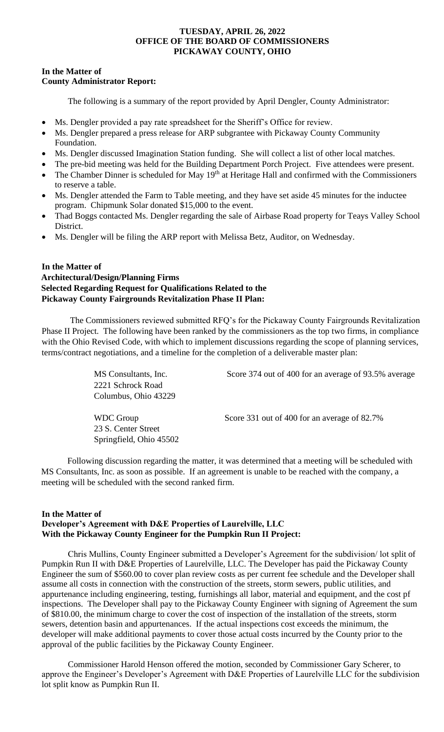**TUESDAY, APRIL 26, 2022**
**OFFICE OF THE BOARD OF COMMISSIONERS**
**PICKAWAY COUNTY, OHIO**

**In the Matter of**
**County Administrator Report:**

The following is a summary of the report provided by April Dengler, County Administrator:

- Ms. Dengler provided a pay rate spreadsheet for the Sheriff's Office for review.
- Ms. Dengler prepared a press release for ARP subgrantee with Pickaway County Community Foundation.
- Ms. Dengler discussed Imagination Station funding. She will collect a list of other local matches.
- The pre-bid meeting was held for the Building Department Porch Project. Five attendees were present.
- The Chamber Dinner is scheduled for May 19th at Heritage Hall and confirmed with the Commissioners to reserve a table.
- Ms. Dengler attended the Farm to Table meeting, and they have set aside 45 minutes for the inductee program. Chipmunk Solar donated $15,000 to the event.
- Thad Boggs contacted Ms. Dengler regarding the sale of Airbase Road property for Teays Valley School District.
- Ms. Dengler will be filing the ARP report with Melissa Betz, Auditor, on Wednesday.

**In the Matter of**
**Architectural/Design/Planning Firms**
**Selected Regarding Request for Qualifications Related to the**
**Pickaway County Fairgrounds Revitalization Phase II Plan:**

The Commissioners reviewed submitted RFQ's for the Pickaway County Fairgrounds Revitalization Phase II Project. The following have been ranked by the commissioners as the top two firms, in compliance with the Ohio Revised Code, with which to implement discussions regarding the scope of planning services, terms/contract negotiations, and a timeline for the completion of a deliverable master plan:

MS Consultants, Inc.
2221 Schrock Road
Columbus, Ohio 43229
Score 374 out of 400 for an average of 93.5% average

WDC Group
23 S. Center Street
Springfield, Ohio 45502
Score 331 out of 400 for an average of 82.7%

Following discussion regarding the matter, it was determined that a meeting will be scheduled with MS Consultants, Inc. as soon as possible. If an agreement is unable to be reached with the company, a meeting will be scheduled with the second ranked firm.

**In the Matter of**
**Developer's Agreement with D&E Properties of Laurelville, LLC**
**With the Pickaway County Engineer for the Pumpkin Run II Project:**

Chris Mullins, County Engineer submitted a Developer's Agreement for the subdivision/ lot split of Pumpkin Run II with D&E Properties of Laurelville, LLC. The Developer has paid the Pickaway County Engineer the sum of $560.00 to cover plan review costs as per current fee schedule and the Developer shall assume all costs in connection with the construction of the streets, storm sewers, public utilities, and appurtenance including engineering, testing, furnishings all labor, material and equipment, and the cost pf inspections. The Developer shall pay to the Pickaway County Engineer with signing of Agreement the sum of $810.00, the minimum charge to cover the cost of inspection of the installation of the streets, storm sewers, detention basin and appurtenances. If the actual inspections cost exceeds the minimum, the developer will make additional payments to cover those actual costs incurred by the County prior to the approval of the public facilities by the Pickaway County Engineer.

Commissioner Harold Henson offered the motion, seconded by Commissioner Gary Scherer, to approve the Engineer's Developer's Agreement with D&E Properties of Laurelville LLC for the subdivision lot split know as Pumpkin Run II.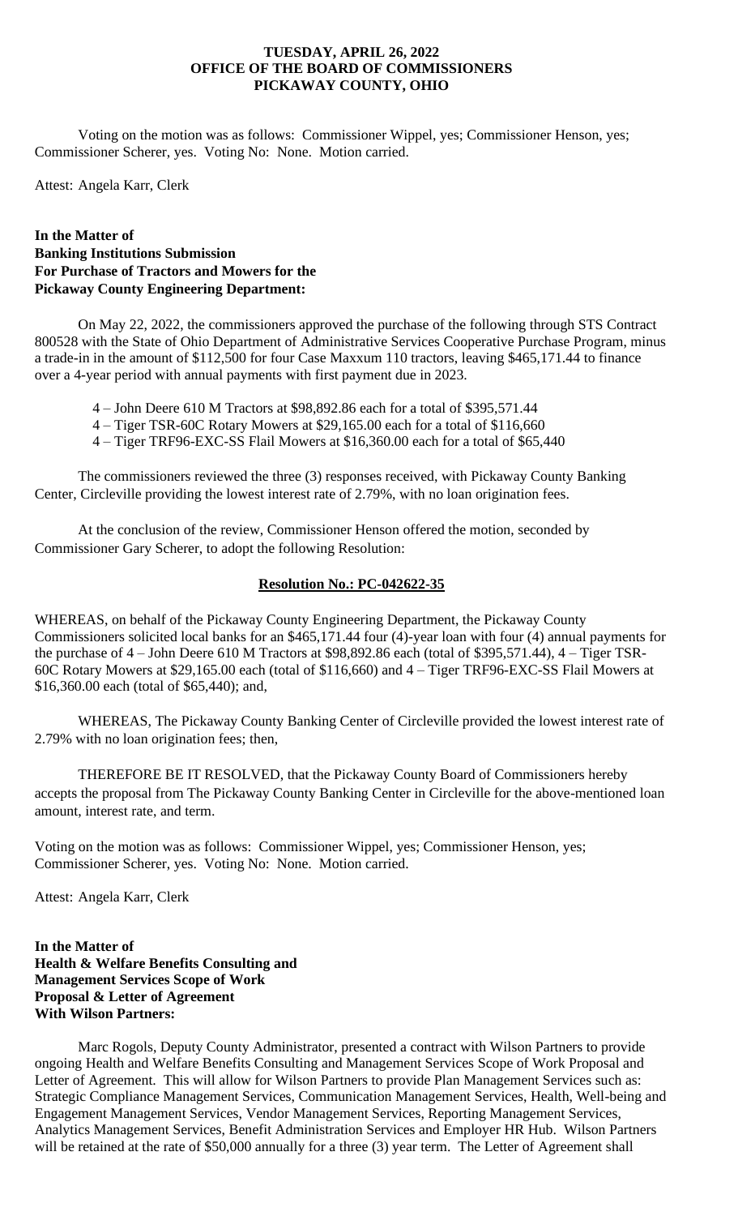Voting on the motion was as follows: Commissioner Wippel, yes; Commissioner Henson, yes; Commissioner Scherer, yes. Voting No: None. Motion carried.

Attest: Angela Karr, Clerk

**In the Matter of**
**Banking Institutions Submission**
**For Purchase of Tractors and Mowers for the**
**Pickaway County Engineering Department:**

On May 22, 2022, the commissioners approved the purchase of the following through STS Contract 800528 with the State of Ohio Department of Administrative Services Cooperative Purchase Program, minus a trade-in in the amount of $112,500 for four Case Maxxum 110 tractors, leaving $465,171.44 to finance over a 4-year period with annual payments with first payment due in 2023.

- 4 – John Deere 610 M Tractors at $98,892.86 each for a total of $395,571.44
- 4 – Tiger TSR-60C Rotary Mowers at $29,165.00 each for a total of $116,660
- 4 – Tiger TRF96-EXC-SS Flail Mowers at $16,360.00 each for a total of $65,440

The commissioners reviewed the three (3) responses received, with Pickaway County Banking Center, Circleville providing the lowest interest rate of 2.79%, with no loan origination fees.

At the conclusion of the review, Commissioner Henson offered the motion, seconded by Commissioner Gary Scherer, to adopt the following Resolution:

**Resolution No.: PC-042622-35**

WHEREAS, on behalf of the Pickaway County Engineering Department, the Pickaway County Commissioners solicited local banks for an $465,171.44 four (4)-year loan with four (4) annual payments for the purchase of 4 – John Deere 610 M Tractors at $98,892.86 each (total of $395,571.44), 4 – Tiger TSR-60C Rotary Mowers at $29,165.00 each (total of $116,660) and 4 – Tiger TRF96-EXC-SS Flail Mowers at $16,360.00 each (total of $65,440); and,

WHEREAS, The Pickaway County Banking Center of Circleville provided the lowest interest rate of 2.79% with no loan origination fees; then,

THEREFORE BE IT RESOLVED, that the Pickaway County Board of Commissioners hereby accepts the proposal from The Pickaway County Banking Center in Circleville for the above-mentioned loan amount, interest rate, and term.

Voting on the motion was as follows: Commissioner Wippel, yes; Commissioner Henson, yes; Commissioner Scherer, yes. Voting No: None. Motion carried.

Attest: Angela Karr, Clerk

**In the Matter of**
**Health & Welfare Benefits Consulting and**
**Management Services Scope of Work**
**Proposal & Letter of Agreement**
**With Wilson Partners:**

Marc Rogols, Deputy County Administrator, presented a contract with Wilson Partners to provide ongoing Health and Welfare Benefits Consulting and Management Services Scope of Work Proposal and Letter of Agreement. This will allow for Wilson Partners to provide Plan Management Services such as: Strategic Compliance Management Services, Communication Management Services, Health, Well-being and Engagement Management Services, Vendor Management Services, Reporting Management Services, Analytics Management Services, Benefit Administration Services and Employer HR Hub. Wilson Partners will be retained at the rate of $50,000 annually for a three (3) year term. The Letter of Agreement shall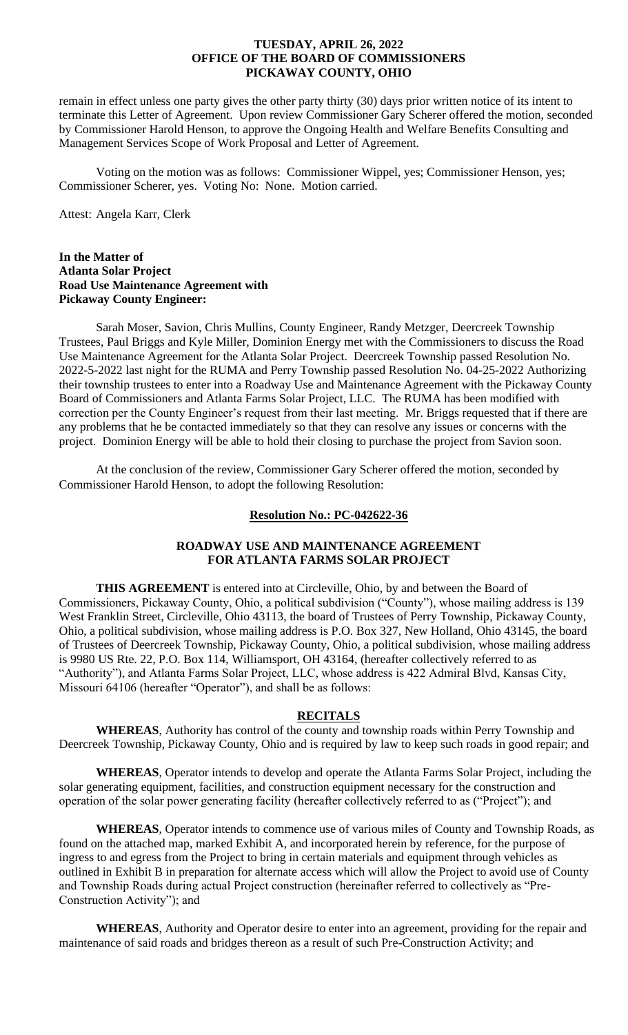remain in effect unless one party gives the other party thirty (30) days prior written notice of its intent to terminate this Letter of Agreement. Upon review Commissioner Gary Scherer offered the motion, seconded by Commissioner Harold Henson, to approve the Ongoing Health and Welfare Benefits Consulting and Management Services Scope of Work Proposal and Letter of Agreement.

Voting on the motion was as follows: Commissioner Wippel, yes; Commissioner Henson, yes; Commissioner Scherer, yes. Voting No: None. Motion carried.

Attest: Angela Karr, Clerk

**In the Matter of**
**Atlanta Solar Project**
**Road Use Maintenance Agreement with**
**Pickaway County Engineer:**

Sarah Moser, Savion, Chris Mullins, County Engineer, Randy Metzger, Deercreek Township Trustees, Paul Briggs and Kyle Miller, Dominion Energy met with the Commissioners to discuss the Road Use Maintenance Agreement for the Atlanta Solar Project. Deercreek Township passed Resolution No. 2022-5-2022 last night for the RUMA and Perry Township passed Resolution No. 04-25-2022 Authorizing their township trustees to enter into a Roadway Use and Maintenance Agreement with the Pickaway County Board of Commissioners and Atlanta Farms Solar Project, LLC. The RUMA has been modified with correction per the County Engineer's request from their last meeting. Mr. Briggs requested that if there are any problems that he be contacted immediately so that they can resolve any issues or concerns with the project. Dominion Energy will be able to hold their closing to purchase the project from Savion soon.

At the conclusion of the review, Commissioner Gary Scherer offered the motion, seconded by Commissioner Harold Henson, to adopt the following Resolution:

**Resolution No.: PC-042622-36**

**ROADWAY USE AND MAINTENANCE AGREEMENT FOR ATLANTA FARMS SOLAR PROJECT**

**THIS AGREEMENT** is entered into at Circleville, Ohio, by and between the Board of Commissioners, Pickaway County, Ohio, a political subdivision ("County"), whose mailing address is 139 West Franklin Street, Circleville, Ohio 43113, the board of Trustees of Perry Township, Pickaway County, Ohio, a political subdivision, whose mailing address is P.O. Box 327, New Holland, Ohio 43145, the board of Trustees of Deercreek Township, Pickaway County, Ohio, a political subdivision, whose mailing address is 9980 US Rte. 22, P.O. Box 114, Williamsport, OH 43164, (hereafter collectively referred to as "Authority"), and Atlanta Farms Solar Project, LLC, whose address is 422 Admiral Blvd, Kansas City, Missouri 64106 (hereafter "Operator"), and shall be as follows:

**RECITALS**

**WHEREAS**, Authority has control of the county and township roads within Perry Township and Deercreek Township, Pickaway County, Ohio and is required by law to keep such roads in good repair; and

**WHEREAS**, Operator intends to develop and operate the Atlanta Farms Solar Project, including the solar generating equipment, facilities, and construction equipment necessary for the construction and operation of the solar power generating facility (hereafter collectively referred to as ("Project"); and

**WHEREAS**, Operator intends to commence use of various miles of County and Township Roads, as found on the attached map, marked Exhibit A, and incorporated herein by reference, for the purpose of ingress to and egress from the Project to bring in certain materials and equipment through vehicles as outlined in Exhibit B in preparation for alternate access which will allow the Project to avoid use of County and Township Roads during actual Project construction (hereinafter referred to collectively as "Pre-Construction Activity"); and

**WHEREAS**, Authority and Operator desire to enter into an agreement, providing for the repair and maintenance of said roads and bridges thereon as a result of such Pre-Construction Activity; and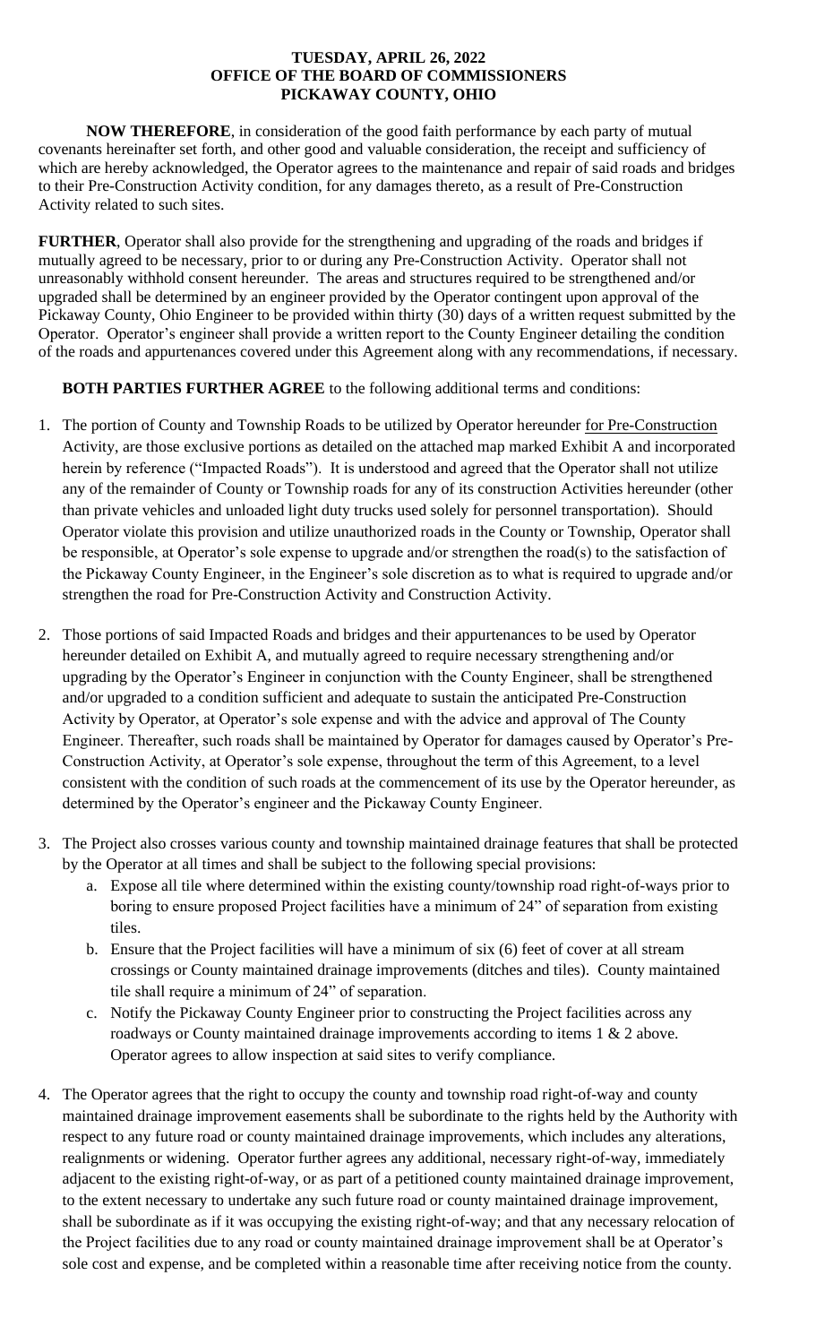**TUESDAY, APRIL 26, 2022**
**OFFICE OF THE BOARD OF COMMISSIONERS**
**PICKAWAY COUNTY, OHIO**

**NOW THEREFORE**, in consideration of the good faith performance by each party of mutual covenants hereinafter set forth, and other good and valuable consideration, the receipt and sufficiency of which are hereby acknowledged, the Operator agrees to the maintenance and repair of said roads and bridges to their Pre-Construction Activity condition, for any damages thereto, as a result of Pre-Construction Activity related to such sites.

**FURTHER**, Operator shall also provide for the strengthening and upgrading of the roads and bridges if mutually agreed to be necessary, prior to or during any Pre-Construction Activity. Operator shall not unreasonably withhold consent hereunder. The areas and structures required to be strengthened and/or upgraded shall be determined by an engineer provided by the Operator contingent upon approval of the Pickaway County, Ohio Engineer to be provided within thirty (30) days of a written request submitted by the Operator. Operator's engineer shall provide a written report to the County Engineer detailing the condition of the roads and appurtenances covered under this Agreement along with any recommendations, if necessary.

**BOTH PARTIES FURTHER AGREE** to the following additional terms and conditions:

1. The portion of County and Township Roads to be utilized by Operator hereunder for Pre-Construction Activity, are those exclusive portions as detailed on the attached map marked Exhibit A and incorporated herein by reference ("Impacted Roads"). It is understood and agreed that the Operator shall not utilize any of the remainder of County or Township roads for any of its construction Activities hereunder (other than private vehicles and unloaded light duty trucks used solely for personnel transportation). Should Operator violate this provision and utilize unauthorized roads in the County or Township, Operator shall be responsible, at Operator's sole expense to upgrade and/or strengthen the road(s) to the satisfaction of the Pickaway County Engineer, in the Engineer's sole discretion as to what is required to upgrade and/or strengthen the road for Pre-Construction Activity and Construction Activity.

2. Those portions of said Impacted Roads and bridges and their appurtenances to be used by Operator hereunder detailed on Exhibit A, and mutually agreed to require necessary strengthening and/or upgrading by the Operator's Engineer in conjunction with the County Engineer, shall be strengthened and/or upgraded to a condition sufficient and adequate to sustain the anticipated Pre-Construction Activity by Operator, at Operator's sole expense and with the advice and approval of The County Engineer. Thereafter, such roads shall be maintained by Operator for damages caused by Operator's Pre-Construction Activity, at Operator's sole expense, throughout the term of this Agreement, to a level consistent with the condition of such roads at the commencement of its use by the Operator hereunder, as determined by the Operator's engineer and the Pickaway County Engineer.

3. The Project also crosses various county and township maintained drainage features that shall be protected by the Operator at all times and shall be subject to the following special provisions:
   a. Expose all tile where determined within the existing county/township road right-of-ways prior to boring to ensure proposed Project facilities have a minimum of 24" of separation from existing tiles.
   b. Ensure that the Project facilities will have a minimum of six (6) feet of cover at all stream crossings or County maintained drainage improvements (ditches and tiles). County maintained tile shall require a minimum of 24" of separation.
   c. Notify the Pickaway County Engineer prior to constructing the Project facilities across any roadways or County maintained drainage improvements according to items 1 & 2 above. Operator agrees to allow inspection at said sites to verify compliance.

4. The Operator agrees that the right to occupy the county and township road right-of-way and county maintained drainage improvement easements shall be subordinate to the rights held by the Authority with respect to any future road or county maintained drainage improvements, which includes any alterations, realignments or widening. Operator further agrees any additional, necessary right-of-way, immediately adjacent to the existing right-of-way, or as part of a petitioned county maintained drainage improvement, to the extent necessary to undertake any such future road or county maintained drainage improvement, shall be subordinate as if it was occupying the existing right-of-way; and that any necessary relocation of the Project facilities due to any road or county maintained drainage improvement shall be at Operator's sole cost and expense, and be completed within a reasonable time after receiving notice from the county.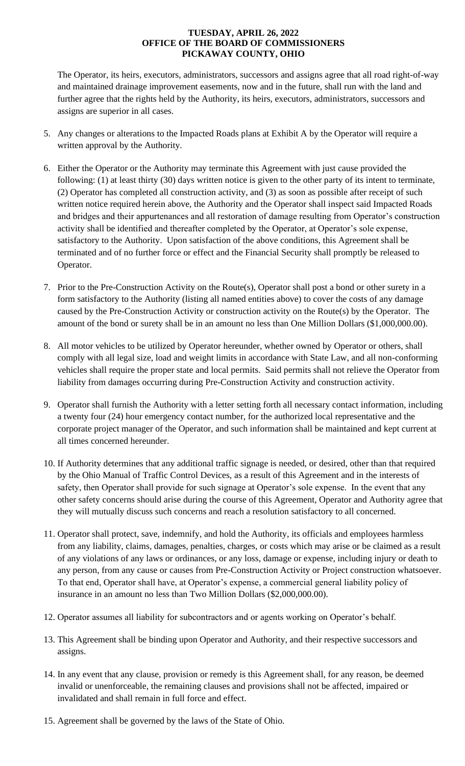The Operator, its heirs, executors, administrators, successors and assigns agree that all road right-of-way and maintained drainage improvement easements, now and in the future, shall run with the land and further agree that the rights held by the Authority, its heirs, executors, administrators, successors and assigns are superior in all cases.

5. Any changes or alterations to the Impacted Roads plans at Exhibit A by the Operator will require a written approval by the Authority.

6. Either the Operator or the Authority may terminate this Agreement with just cause provided the following: (1) at least thirty (30) days written notice is given to the other party of its intent to terminate, (2) Operator has completed all construction activity, and (3) as soon as possible after receipt of such written notice required herein above, the Authority and the Operator shall inspect said Impacted Roads and bridges and their appurtenances and all restoration of damage resulting from Operator's construction activity shall be identified and thereafter completed by the Operator, at Operator's sole expense, satisfactory to the Authority. Upon satisfaction of the above conditions, this Agreement shall be terminated and of no further force or effect and the Financial Security shall promptly be released to Operator.

7. Prior to the Pre-Construction Activity on the Route(s), Operator shall post a bond or other surety in a form satisfactory to the Authority (listing all named entities above) to cover the costs of any damage caused by the Pre-Construction Activity or construction activity on the Route(s) by the Operator. The amount of the bond or surety shall be in an amount no less than One Million Dollars ($1,000,000.00).

8. All motor vehicles to be utilized by Operator hereunder, whether owned by Operator or others, shall comply with all legal size, load and weight limits in accordance with State Law, and all non-conforming vehicles shall require the proper state and local permits. Said permits shall not relieve the Operator from liability from damages occurring during Pre-Construction Activity and construction activity.

9. Operator shall furnish the Authority with a letter setting forth all necessary contact information, including a twenty four (24) hour emergency contact number, for the authorized local representative and the corporate project manager of the Operator, and such information shall be maintained and kept current at all times concerned hereunder.

10. If Authority determines that any additional traffic signage is needed, or desired, other than that required by the Ohio Manual of Traffic Control Devices, as a result of this Agreement and in the interests of safety, then Operator shall provide for such signage at Operator's sole expense. In the event that any other safety concerns should arise during the course of this Agreement, Operator and Authority agree that they will mutually discuss such concerns and reach a resolution satisfactory to all concerned.

11. Operator shall protect, save, indemnify, and hold the Authority, its officials and employees harmless from any liability, claims, damages, penalties, charges, or costs which may arise or be claimed as a result of any violations of any laws or ordinances, or any loss, damage or expense, including injury or death to any person, from any cause or causes from Pre-Construction Activity or Project construction whatsoever. To that end, Operator shall have, at Operator's expense, a commercial general liability policy of insurance in an amount no less than Two Million Dollars ($2,000,000.00).

12. Operator assumes all liability for subcontractors and or agents working on Operator's behalf.

13. This Agreement shall be binding upon Operator and Authority, and their respective successors and assigns.

14. In any event that any clause, provision or remedy is this Agreement shall, for any reason, be deemed invalid or unenforceable, the remaining clauses and provisions shall not be affected, impaired or invalidated and shall remain in full force and effect.

15. Agreement shall be governed by the laws of the State of Ohio.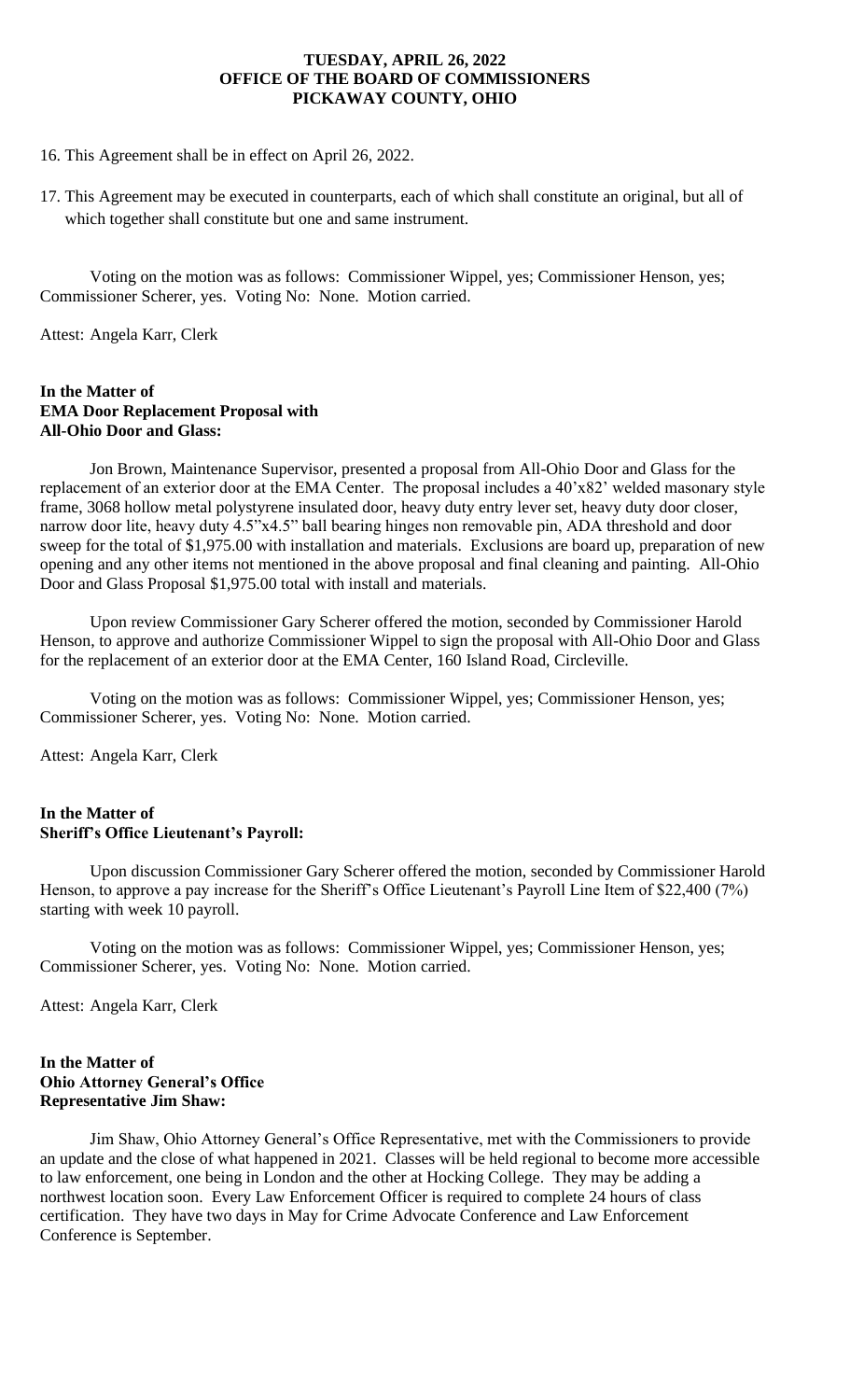16. This Agreement shall be in effect on April 26, 2022.

17. This Agreement may be executed in counterparts, each of which shall constitute an original, but all of which together shall constitute but one and same instrument.

Voting on the motion was as follows: Commissioner Wippel, yes; Commissioner Henson, yes; Commissioner Scherer, yes. Voting No: None. Motion carried.

Attest: Angela Karr, Clerk

**In the Matter of**
**EMA Door Replacement Proposal with**
**All-Ohio Door and Glass:**

Jon Brown, Maintenance Supervisor, presented a proposal from All-Ohio Door and Glass for the replacement of an exterior door at the EMA Center. The proposal includes a 40'x82' welded masonary style frame, 3068 hollow metal polystyrene insulated door, heavy duty entry lever set, heavy duty door closer, narrow door lite, heavy duty 4.5"x4.5" ball bearing hinges non removable pin, ADA threshold and door sweep for the total of $1,975.00 with installation and materials. Exclusions are board up, preparation of new opening and any other items not mentioned in the above proposal and final cleaning and painting. All-Ohio Door and Glass Proposal $1,975.00 total with install and materials.

Upon review Commissioner Gary Scherer offered the motion, seconded by Commissioner Harold Henson, to approve and authorize Commissioner Wippel to sign the proposal with All-Ohio Door and Glass for the replacement of an exterior door at the EMA Center, 160 Island Road, Circleville.

Voting on the motion was as follows: Commissioner Wippel, yes; Commissioner Henson, yes; Commissioner Scherer, yes. Voting No: None. Motion carried.

Attest: Angela Karr, Clerk

**In the Matter of**
**Sheriff's Office Lieutenant's Payroll:**

Upon discussion Commissioner Gary Scherer offered the motion, seconded by Commissioner Harold Henson, to approve a pay increase for the Sheriff's Office Lieutenant's Payroll Line Item of $22,400 (7%) starting with week 10 payroll.

Voting on the motion was as follows: Commissioner Wippel, yes; Commissioner Henson, yes; Commissioner Scherer, yes. Voting No: None. Motion carried.

Attest: Angela Karr, Clerk

**In the Matter of**
**Ohio Attorney General's Office**
**Representative Jim Shaw:**

Jim Shaw, Ohio Attorney General's Office Representative, met with the Commissioners to provide an update and the close of what happened in 2021. Classes will be held regional to become more accessible to law enforcement, one being in London and the other at Hocking College. They may be adding a northwest location soon. Every Law Enforcement Officer is required to complete 24 hours of class certification. They have two days in May for Crime Advocate Conference and Law Enforcement Conference is September.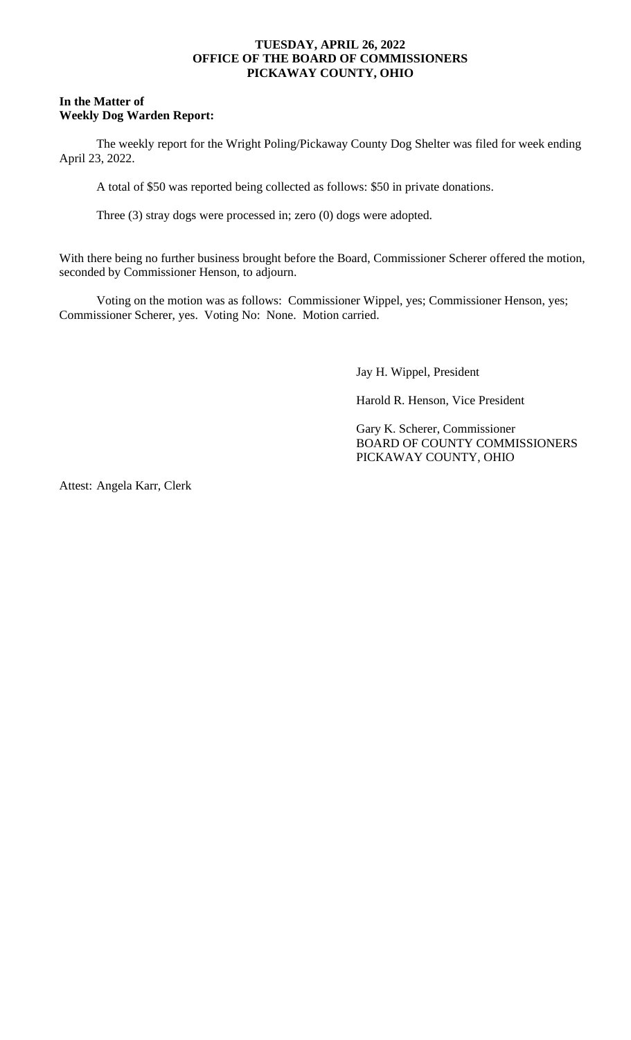**TUESDAY, APRIL 26, 2022**
**OFFICE OF THE BOARD OF COMMISSIONERS**
**PICKAWAY COUNTY, OHIO**

**In the Matter of**
**Weekly Dog Warden Report:**

The weekly report for the Wright Poling/Pickaway County Dog Shelter was filed for week ending April 23, 2022.

A total of $50 was reported being collected as follows: $50 in private donations.

Three (3) stray dogs were processed in; zero (0) dogs were adopted.

With there being no further business brought before the Board, Commissioner Scherer offered the motion, seconded by Commissioner Henson, to adjourn.

Voting on the motion was as follows: Commissioner Wippel, yes; Commissioner Henson, yes; Commissioner Scherer, yes. Voting No: None. Motion carried.

Jay H. Wippel, President

Harold R. Henson, Vice President

Gary K. Scherer, Commissioner
BOARD OF COUNTY COMMISSIONERS
PICKAWAY COUNTY, OHIO

Attest: Angela Karr, Clerk